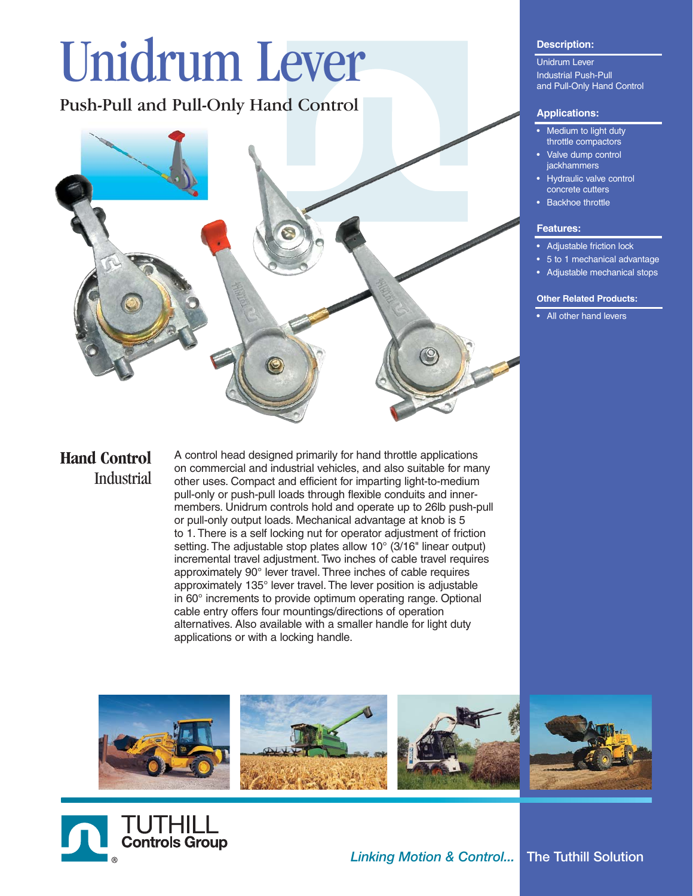# Unidrum Lever

## Push-Pull and Pull-Only Hand Control

### Description:

Unidrum Lever
Industrial Push-Pull and Pull-Only Hand Control

### Applications:

- Medium to light duty throttle compactors
- Valve dump control jackhammers
- Hydraulic valve control concrete cutters
- Backhoe throttle

### Features:

- Adjustable friction lock
- 5 to 1 mechanical advantage
- Adjustable mechanical stops

### Other Related Products:

- All other hand levers

## Hand Control Industrial

A control head designed primarily for hand throttle applications on commercial and industrial vehicles, and also suitable for many other uses. Compact and efficient for imparting light-to-medium pull-only or push-pull loads through flexible conduits and inner-members. Unidrum controls hold and operate up to 26lb push-pull or pull-only output loads. Mechanical advantage at knob is 5 to 1. There is a self locking nut for operator adjustment of friction setting. The adjustable stop plates allow 10° (3/16" linear output) incremental travel adjustment. Two inches of cable travel requires approximately 90° lever travel. Three inches of cable requires approximately 135° lever travel. The lever position is adjustable in 60° increments to provide optimum operating range. Optional cable entry offers four mountings/directions of operation alternatives. Also available with a smaller handle for light duty applications or with a locking handle.

TUTHILL Controls Group

*Linking Motion & Control...* The Tuthill Solution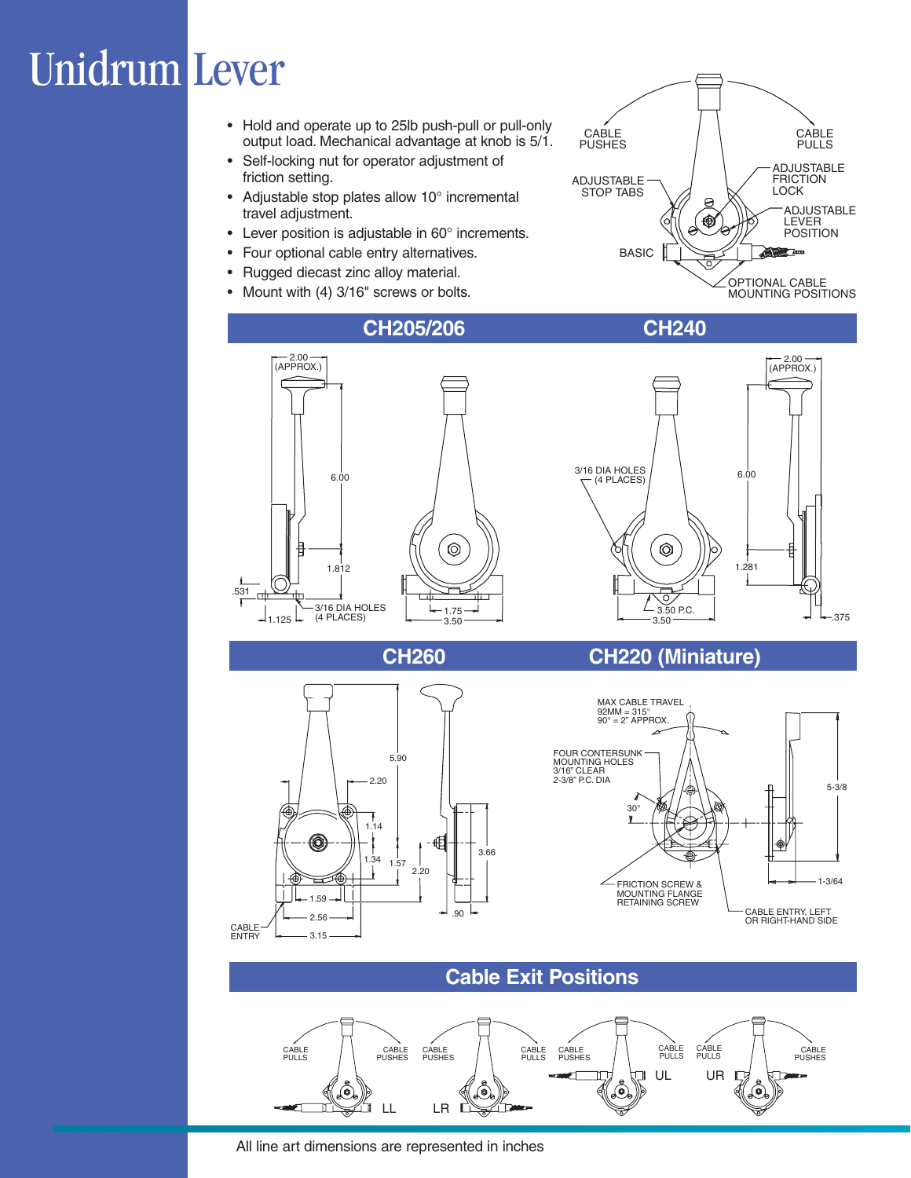# Unidrum Lever

- Hold and operate up to 25lb push-pull or pull-only output load. Mechanical advantage at knob is 5/1.
- Self-locking nut for operator adjustment of friction setting.
- Adjustable stop plates allow 10° incremental travel adjustment.
- Lever position is adjustable in 60° increments.
- Four optional cable entry alternatives.
- Rugged diecast zinc alloy material.
- Mount with (4) 3/16" screws or bolts.

CABLE PUSHES
CABLE PULLS
ADJUSTABLE STOP TABS
ADJUSTABLE FRICTION LOCK
ADJUSTABLE LEVER POSITION
BASIC
OPTIONAL CABLE MOUNTING POSITIONS

## CH205/206

2.00 (APPROX.)
6.00
1.812
.531
1.125
3/16 DIA HOLES (4 PLACES)
1.75
3.50

## CH240

2.00 (APPROX.)
3/16 DIA HOLES (4 PLACES)
6.00
1.281
3.50 P.C.
3.50
.375

## CH260

5.90
2.20
1.14
1.34
1.57
2.20
3.66
1.59
2.56
3.15
.90
CABLE ENTRY

## CH220 (Miniature)

MAX CABLE TRAVEL
92MM = 315°
90° = 2" APPROX.

FOUR CONTERSUNK MOUNTING HOLES 3/16" CLEAR 2-3/8" P.C. DIA

30°

5-3/8

1-3/64

FRICTION SCREW & MOUNTING FLANGE RETAINING SCREW

CABLE ENTRY, LEFT OR RIGHT-HAND SIDE

## Cable Exit Positions

LL: CABLE PULLS / CABLE PUSHES
LR: CABLE PUSHES / CABLE PULLS
UL: CABLE PUSHES / CABLE PULLS
UR: CABLE PULLS / CABLE PUSHES

All line art dimensions are represented in inches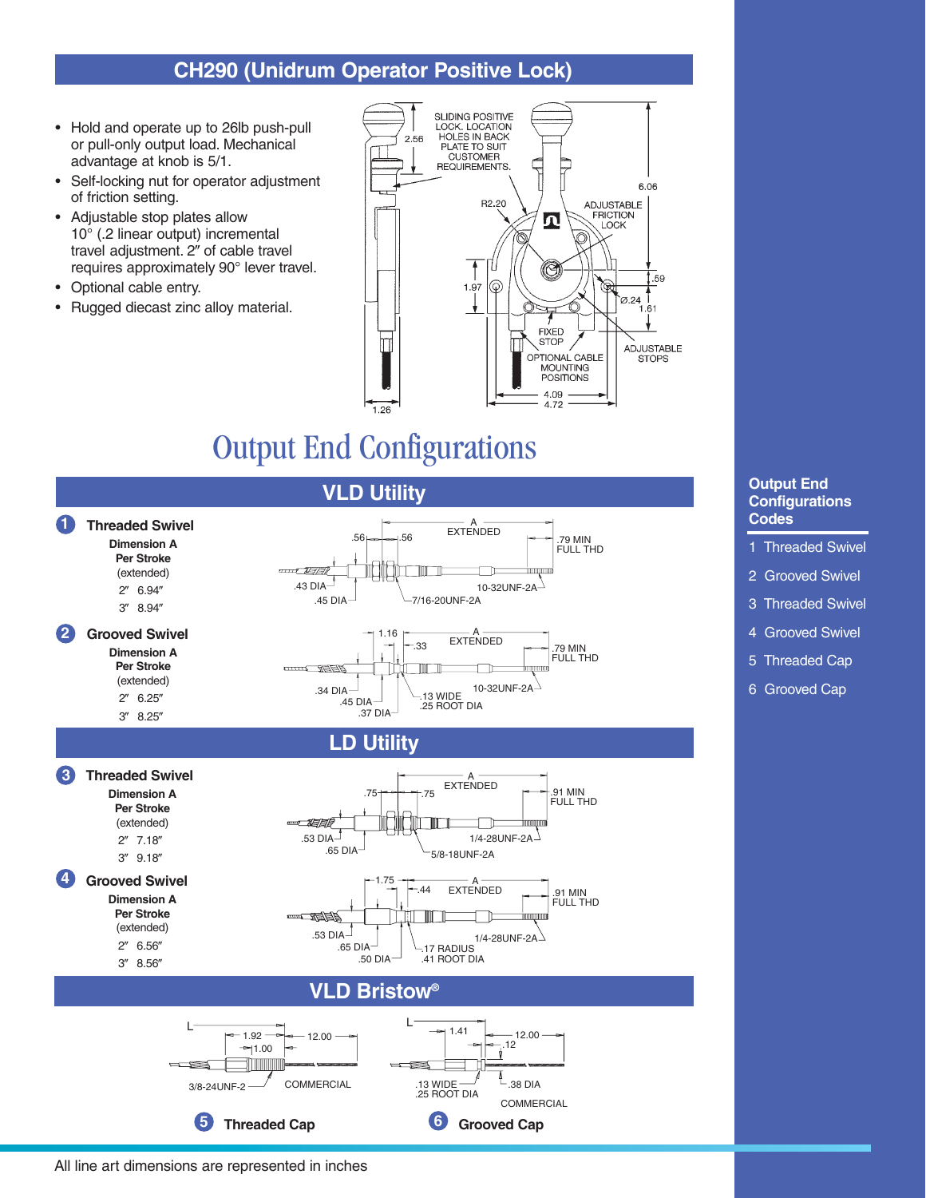## CH290 (Unidrum Operator Positive Lock)

- Hold and operate up to 26lb push-pull or pull-only output load. Mechanical advantage at knob is 5/1.
- Self-locking nut for operator adjustment of friction setting.
- Adjustable stop plates allow 10° (.2 linear output) incremental travel adjustment. 2″ of cable travel requires approximately 90° lever travel.
- Optional cable entry.
- Rugged diecast zinc alloy material.

# Output End Configurations

## VLD Utility

**1 Threaded Swivel**

**Dimension A Per Stroke** (extended)

| Stroke | Dimension A |
|---|---|
| 2″ | 6.94″ |
| 3″ | 8.94″ |

**2 Grooved Swivel**

**Dimension A Per Stroke** (extended)

| Stroke | Dimension A |
|---|---|
| 2″ | 6.25″ |
| 3″ | 8.25″ |

## LD Utility

**3 Threaded Swivel**

**Dimension A Per Stroke** (extended)

| Stroke | Dimension A |
|---|---|
| 2″ | 7.18″ |
| 3″ | 9.18″ |

**4 Grooved Swivel**

**Dimension A Per Stroke** (extended)

| Stroke | Dimension A |
|---|---|
| 2″ | 6.56″ |
| 3″ | 8.56″ |

## VLD Bristow®

**5 Threaded Cap**

**6 Grooved Cap**

### Output End Configurations Codes

1. Threaded Swivel
2. Grooved Swivel
3. Threaded Swivel
4. Grooved Swivel
5. Threaded Cap
6. Grooved Cap

All line art dimensions are represented in inches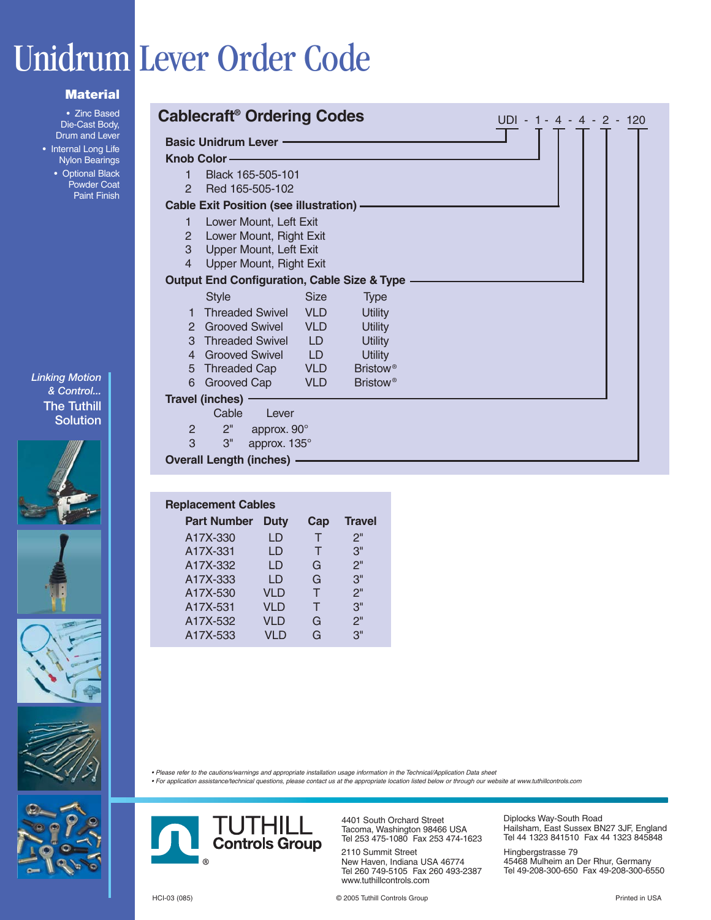# Unidrum Lever Order Code

## Material

- Zinc Based Die-Cast Body, Drum and Lever
- Internal Long Life Nylon Bearings
- Optional Black Powder Coat Paint Finish

*Linking Motion & Control...*

**The Tuthill Solution**

## Cablecraft® Ordering Codes

UDI - 1 - 4 - 4 - 2 - 120

**Basic Unidrum Lever**

**Knob Color**

1 Black 165-505-101
2 Red 165-505-102

**Cable Exit Position (see illustration)**

1 Lower Mount, Left Exit
2 Lower Mount, Right Exit
3 Upper Mount, Left Exit
4 Upper Mount, Right Exit

**Output End Configuration, Cable Size & Type**

| | Style | Size | Type |
|---|---|---|---|
| 1 | Threaded Swivel | VLD | Utility |
| 2 | Grooved Swivel | VLD | Utility |
| 3 | Threaded Swivel | LD | Utility |
| 4 | Grooved Swivel | LD | Utility |
| 5 | Threaded Cap | VLD | Bristow® |
| 6 | Grooved Cap | VLD | Bristow® |

**Travel (inches)**

| | Cable | Lever |
|---|---|---|
| 2 | 2" | approx. 90° |
| 3 | 3" | approx. 135° |

**Overall Length (inches)**

### Replacement Cables

| Part Number | Duty | Cap | Travel |
|---|---|---|---|
| A17X-330 | LD | T | 2" |
| A17X-331 | LD | T | 3" |
| A17X-332 | LD | G | 2" |
| A17X-333 | LD | G | 3" |
| A17X-530 | VLD | T | 2" |
| A17X-531 | VLD | T | 3" |
| A17X-532 | VLD | G | 2" |
| A17X-533 | VLD | G | 3" |

*• Please refer to the cautions/warnings and appropriate installation usage information in the Technical/Application Data sheet*
*• For application assistance/technical questions, please contact us at the appropriate location listed below or through our website at www.tuthillcontrols.com*

**TUTHILL Controls Group®**

4401 South Orchard Street
Tacoma, Washington 98466 USA
Tel 253 475-1080 Fax 253 474-1623

2110 Summit Street
New Haven, Indiana USA 46774
Tel 260 749-5105 Fax 260 493-2387
www.tuthillcontrols.com

Diplocks Way-South Road
Hailsham, East Sussex BN27 3JF, England
Tel 44 1323 841510 Fax 44 1323 845848

Hingbergstrasse 79
45468 Mulheim an Der Rhur, Germany
Tel 49-208-300-650 Fax 49-208-300-6550

HCI-03 (085) © 2005 Tuthill Controls Group Printed in USA